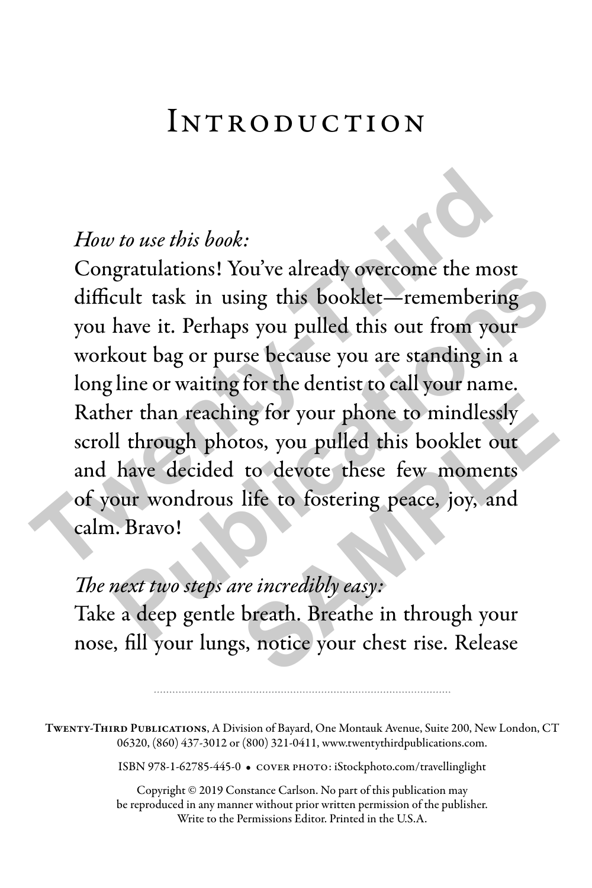# Introduction

*How to use this book:*

Congratulations! You've already overcome the most difficult task in using this booklet—remembering you have it. Perhaps you pulled this out from your workout bag or purse because you are standing in a long line or waiting for the dentist to call your name. Rather than reaching for your phone to mindlessly scroll through photos, you pulled this booklet out and have decided to devote these few moments of your wondrous life to fostering peace, joy, and calm. Bravo!

*The next two steps are incredibly easy:*

Take a deep gentle breath. Breathe in through your nose, fill your lungs, notice your chest rise. Release

---

**Twenty-Third Publications**, A Division of Bayard, One Montauk Avenue, Suite 200, New London, CT 06320, (860) 437-3012 or (800) 321-0411, www.twentythirdpublications.com.

ISBN 978-1-62785-445-0 • cover photo: iStockphoto.com/travellinglight

Copyright © 2019 Constance Carlson. No part of this publication may be reproduced in any manner without prior written permission of the publisher. Write to the Permissions Editor. Printed in the U.S.A.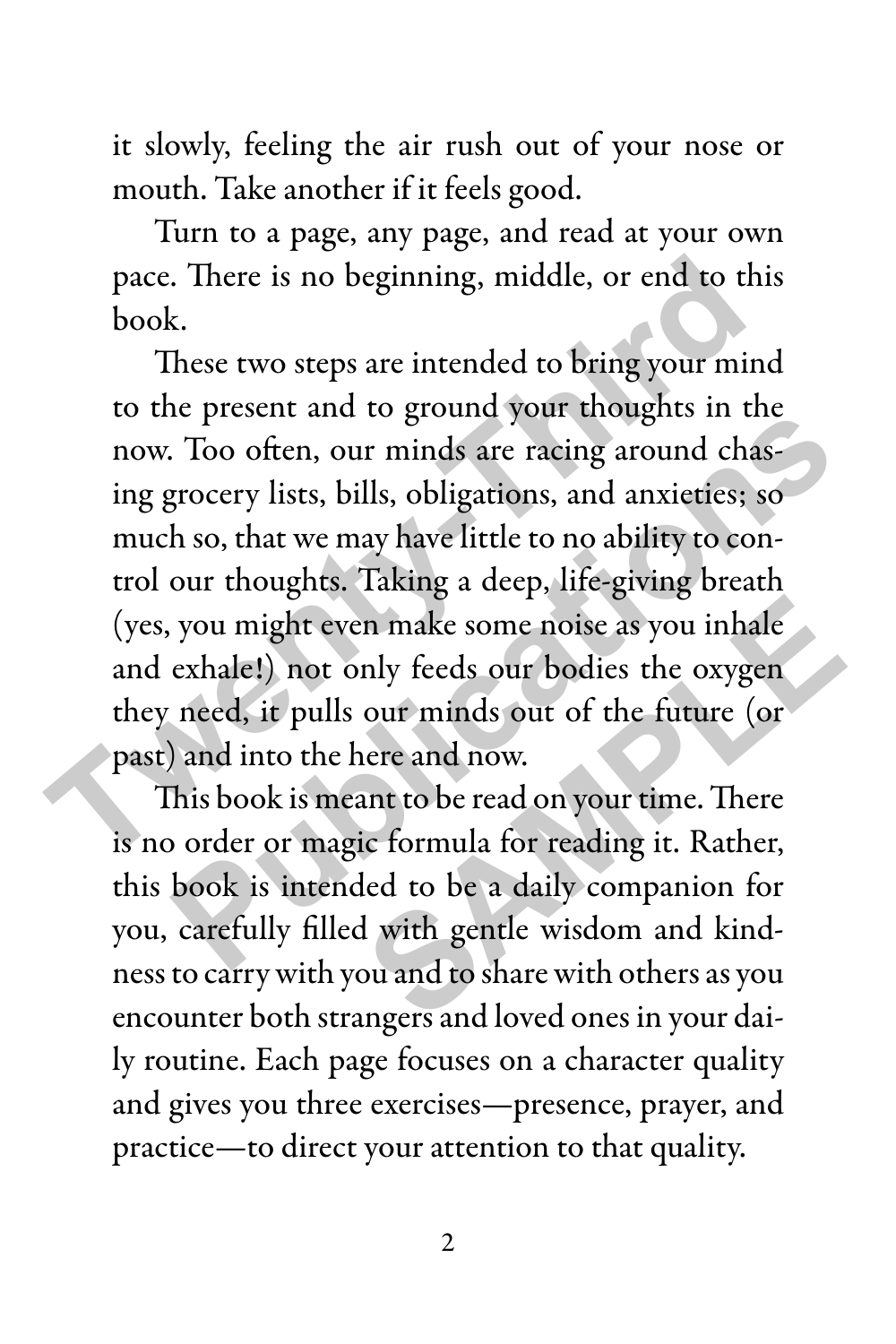it slowly, feeling the air rush out of your nose or mouth. Take another if it feels good.

Turn to a page, any page, and read at your own pace. There is no beginning, middle, or end to this book.

These two steps are intended to bring your mind to the present and to ground your thoughts in the now. Too often, our minds are racing around chasing grocery lists, bills, obligations, and anxieties; so much so, that we may have little to no ability to control our thoughts. Taking a deep, life-giving breath (yes, you might even make some noise as you inhale and exhale!) not only feeds our bodies the oxygen they need, it pulls our minds out of the future (or past) and into the here and now.

This book is meant to be read on your time. There is no order or magic formula for reading it. Rather, this book is intended to be a daily companion for you, carefully filled with gentle wisdom and kindness to carry with you and to share with others as you encounter both strangers and loved ones in your daily routine. Each page focuses on a character quality and gives you three exercises—presence, prayer, and practice—to direct your attention to that quality.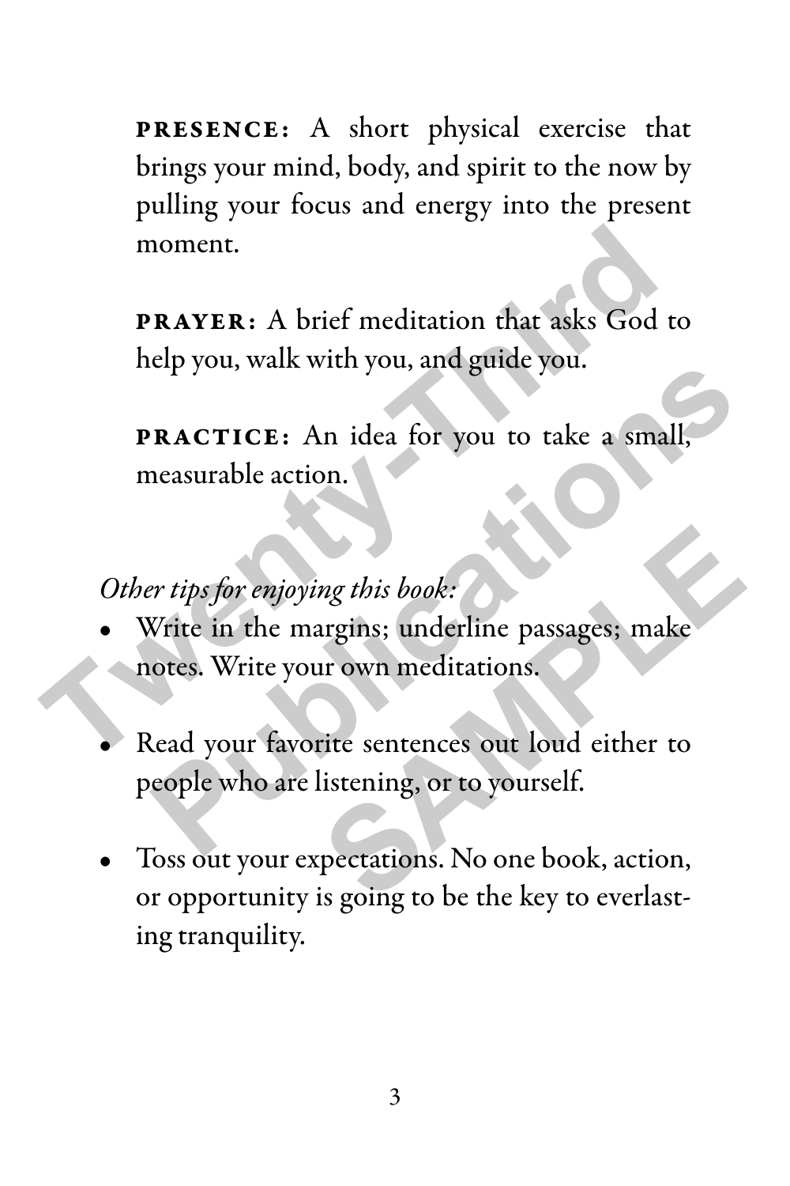**PRESENCE:** A short physical exercise that brings your mind, body, and spirit to the now by pulling your focus and energy into the present moment.

**PRAYER:** A brief meditation that asks God to help you, walk with you, and guide you.

**PRACTICE:** An idea for you to take a small, measurable action.

*Other tips for enjoying this book:*

- Write in the margins; underline passages; make notes. Write your own meditations.
- Read your favorite sentences out loud either to people who are listening, or to yourself.
- Toss out your expectations. No one book, action, or opportunity is going to be the key to everlasting tranquility.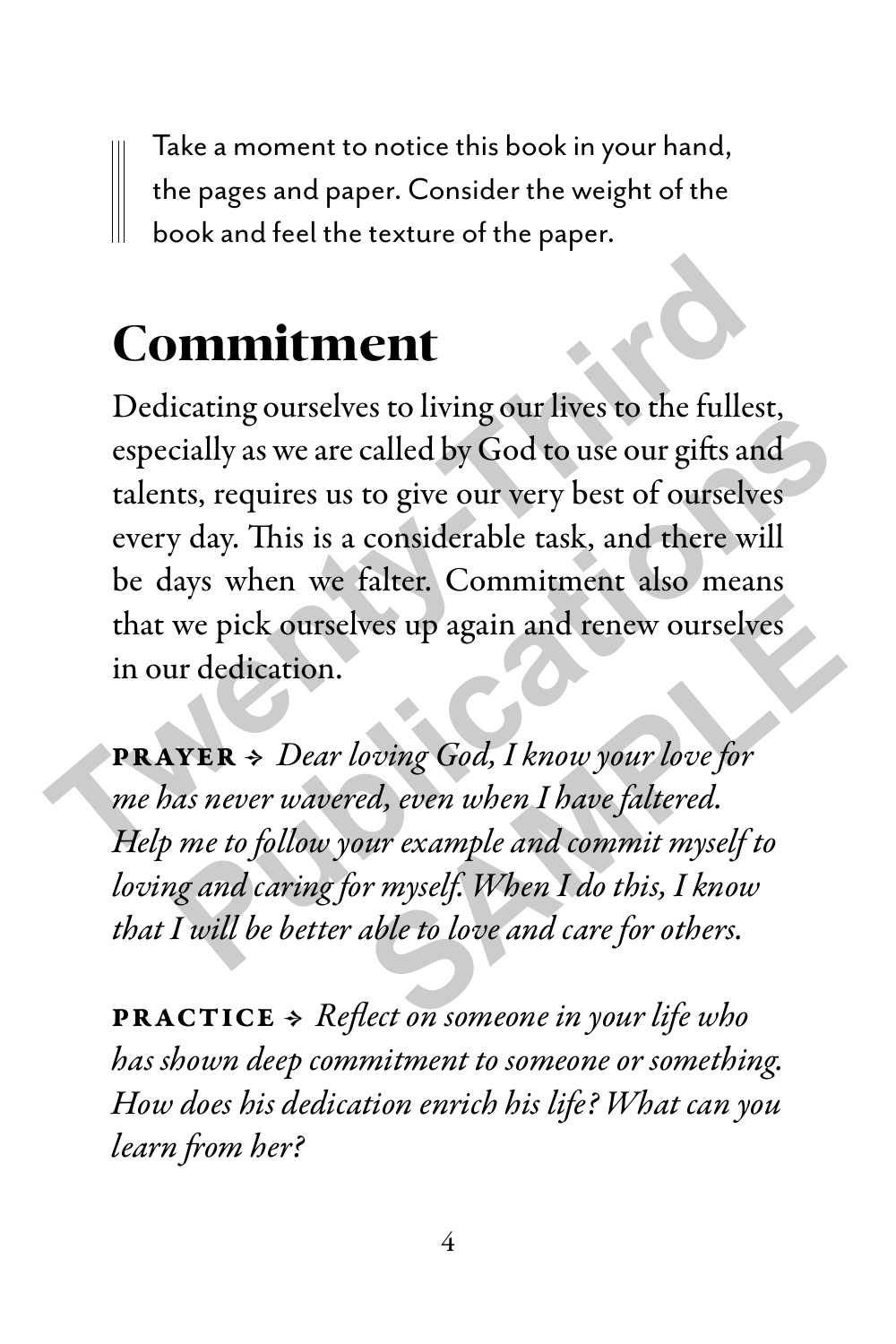> Take a moment to notice this book in your hand, the pages and paper. Consider the weight of the book and feel the texture of the paper.

# Commitment

Dedicating ourselves to living our lives to the fullest, especially as we are called by God to use our gifts and talents, requires us to give our very best of ourselves every day. This is a considerable task, and there will be days when we falter. Commitment also means that we pick ourselves up again and renew ourselves in our dedication.

**PRAYER** ✧ *Dear loving God, I know your love for me has never wavered, even when I have faltered. Help me to follow your example and commit myself to loving and caring for myself. When I do this, I know that I will be better able to love and care for others.*

**PRACTICE** ✧ *Reflect on someone in your life who has shown deep commitment to someone or something. How does his dedication enrich his life? What can you learn from her?*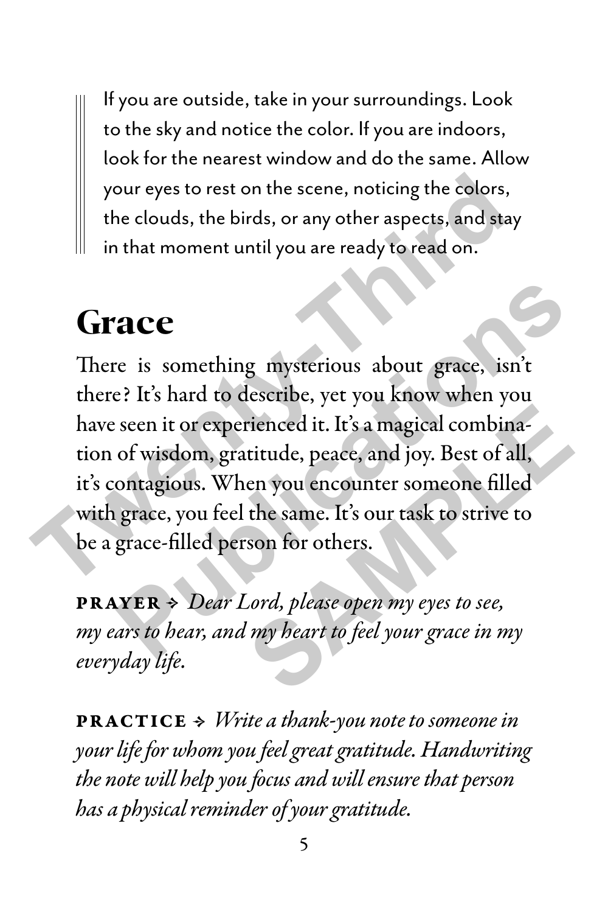> If you are outside, take in your surroundings. Look to the sky and notice the color. If you are indoors, look for the nearest window and do the same. Allow your eyes to rest on the scene, noticing the colors, the clouds, the birds, or any other aspects, and stay in that moment until you are ready to read on.

## Grace

There is something mysterious about grace, isn't there? It's hard to describe, yet you know when you have seen it or experienced it. It's a magical combination of wisdom, gratitude, peace, and joy. Best of all, it's contagious. When you encounter someone filled with grace, you feel the same. It's our task to strive to be a grace-filled person for others.

**PRAYER** ✧ *Dear Lord, please open my eyes to see, my ears to hear, and my heart to feel your grace in my everyday life.*

**PRACTICE** ✧ *Write a thank-you note to someone in your life for whom you feel great gratitude. Handwriting the note will help you focus and will ensure that person has a physical reminder of your gratitude.*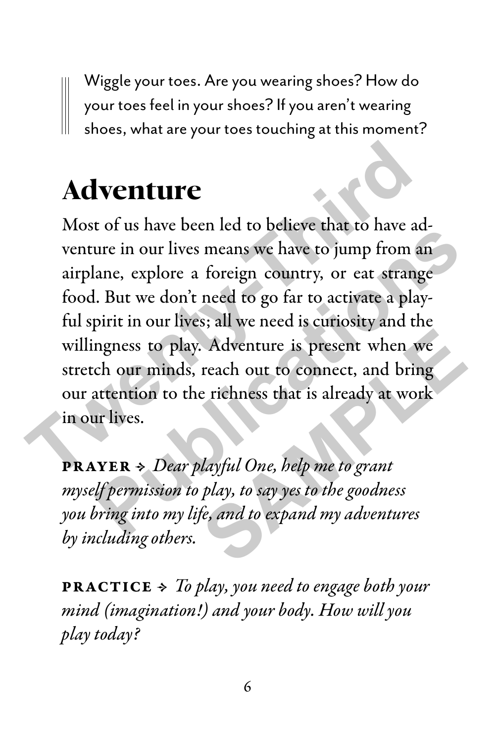> Wiggle your toes. Are you wearing shoes? How do your toes feel in your shoes? If you aren't wearing shoes, what are your toes touching at this moment?

## Adventure

Most of us have been led to believe that to have adventure in our lives means we have to jump from an airplane, explore a foreign country, or eat strange food. But we don't need to go far to activate a playful spirit in our lives; all we need is curiosity and the willingness to play. Adventure is present when we stretch our minds, reach out to connect, and bring our attention to the richness that is already at work in our lives.

**PRAYER** ⇾ *Dear playful One, help me to grant myself permission to play, to say yes to the goodness you bring into my life, and to expand my adventures by including others.*

**PRACTICE** ⇾ *To play, you need to engage both your mind (imagination!) and your body. How will you play today?*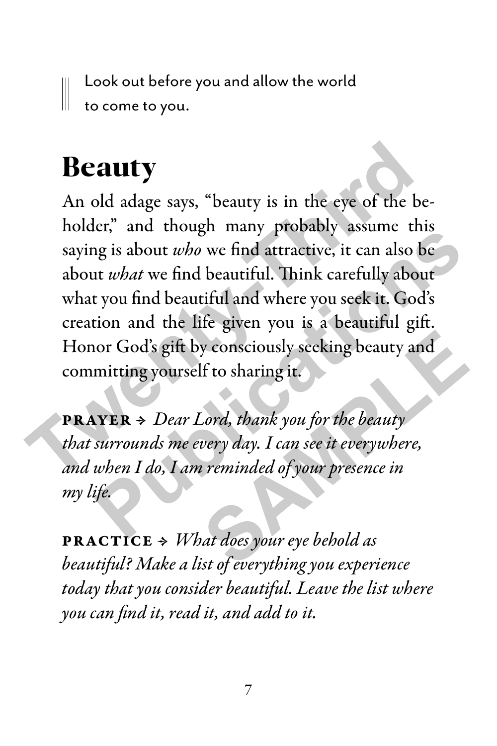> Look out before you and allow the world to come to you.

## Beauty

An old adage says, "beauty is in the eye of the beholder," and though many probably assume this saying is about *who* we find attractive, it can also be about *what* we find beautiful. Think carefully about what you find beautiful and where you seek it. God's creation and the life given you is a beautiful gift. Honor God's gift by consciously seeking beauty and committing yourself to sharing it.

**PRAYER** ⇻ *Dear Lord, thank you for the beauty that surrounds me every day. I can see it everywhere, and when I do, I am reminded of your presence in my life.*

**PRACTICE** ⇻ *What does your eye behold as beautiful? Make a list of everything you experience today that you consider beautiful. Leave the list where you can find it, read it, and add to it.*